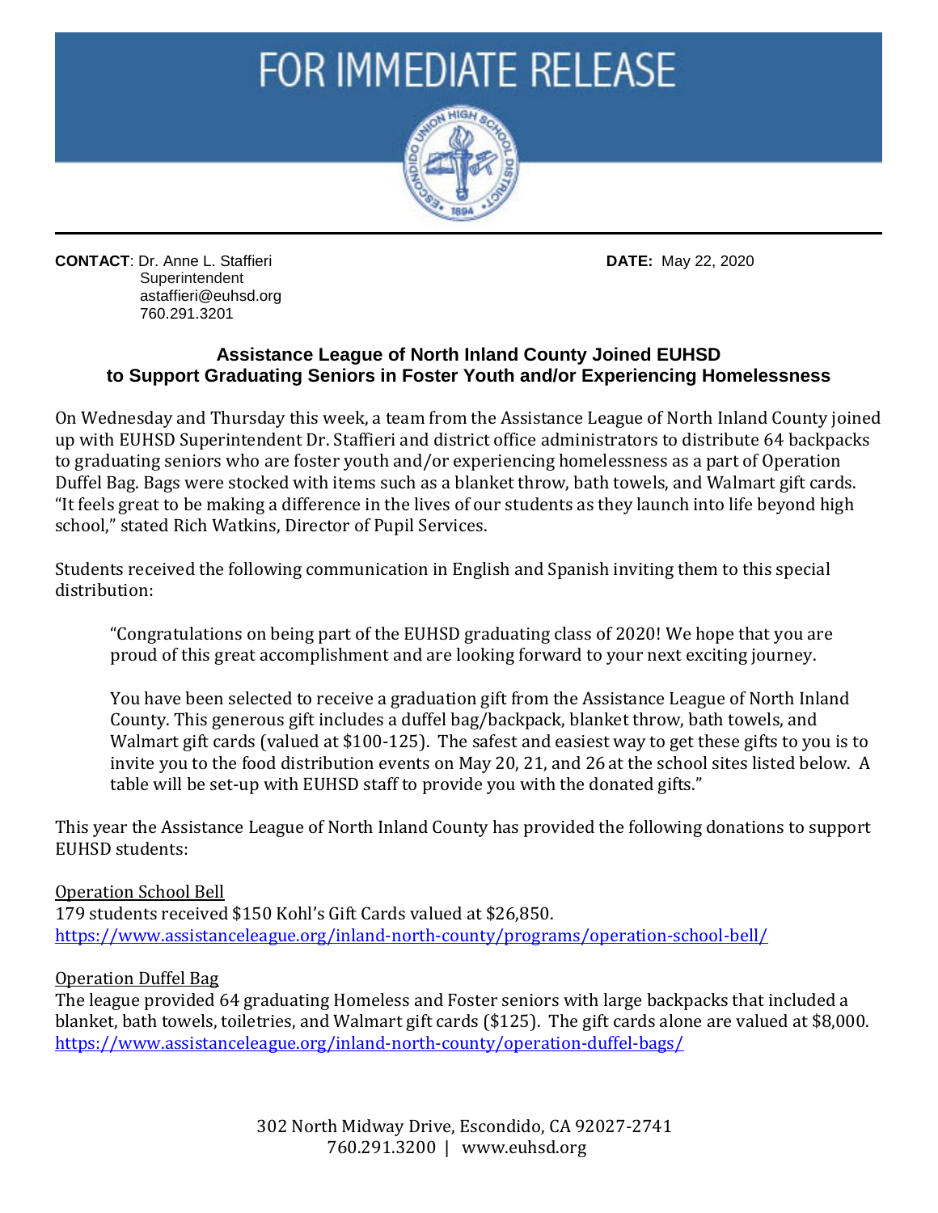# FOR IMMEDIATE RELEASE

**CONTACT**: Dr. Anne L. Staffieri
Superintendent
astaffieri@euhsd.org
760.291.3201

**DATE:** May 22, 2020

## Assistance League of North Inland County Joined EUHSD to Support Graduating Seniors in Foster Youth and/or Experiencing Homelessness

On Wednesday and Thursday this week, a team from the Assistance League of North Inland County joined up with EUHSD Superintendent Dr. Staffieri and district office administrators to distribute 64 backpacks to graduating seniors who are foster youth and/or experiencing homelessness as a part of Operation Duffel Bag. Bags were stocked with items such as a blanket throw, bath towels, and Walmart gift cards. "It feels great to be making a difference in the lives of our students as they launch into life beyond high school," stated Rich Watkins, Director of Pupil Services.

Students received the following communication in English and Spanish inviting them to this special distribution:

> "Congratulations on being part of the EUHSD graduating class of 2020! We hope that you are proud of this great accomplishment and are looking forward to your next exciting journey.
>
> You have been selected to receive a graduation gift from the Assistance League of North Inland County. This generous gift includes a duffel bag/backpack, blanket throw, bath towels, and Walmart gift cards (valued at $100-125). The safest and easiest way to get these gifts to you is to invite you to the food distribution events on May 20, 21, and 26 at the school sites listed below. A table will be set-up with EUHSD staff to provide you with the donated gifts."

This year the Assistance League of North Inland County has provided the following donations to support EUHSD students:

<u>Operation School Bell</u>
179 students received $150 Kohl's Gift Cards valued at $26,850.
https://www.assistanceleague.org/inland-north-county/programs/operation-school-bell/

<u>Operation Duffel Bag</u>
The league provided 64 graduating Homeless and Foster seniors with large backpacks that included a blanket, bath towels, toiletries, and Walmart gift cards ($125). The gift cards alone are valued at $8,000.
https://www.assistanceleague.org/inland-north-county/operation-duffel-bags/

302 North Midway Drive, Escondido, CA 92027-2741
760.291.3200 | www.euhsd.org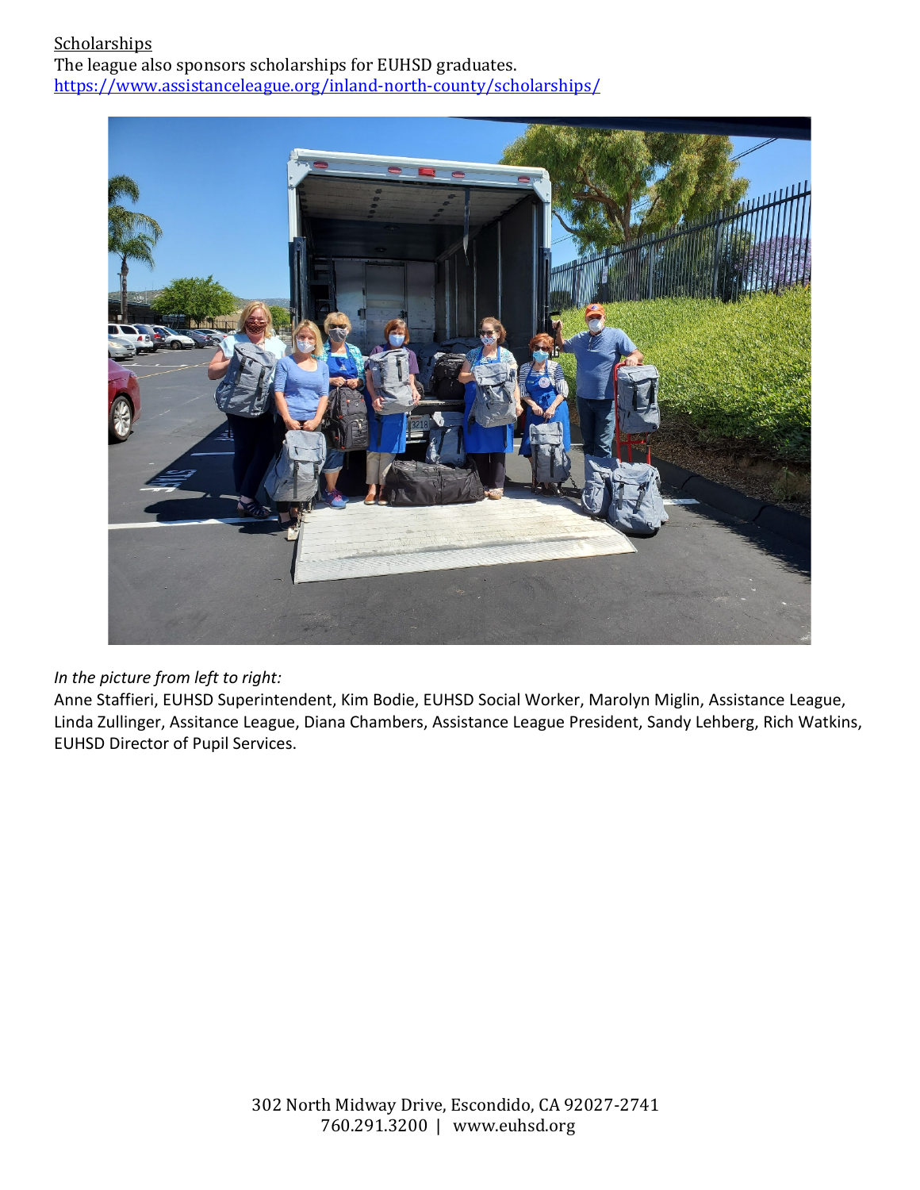Scholarships

The league also sponsors scholarships for EUHSD graduates.
https://www.assistanceleague.org/inland-north-county/scholarships/

*In the picture from left to right:*

Anne Staffieri, EUHSD Superintendent, Kim Bodie, EUHSD Social Worker, Marolyn Miglin, Assistance League, Linda Zullinger, Assitance League, Diana Chambers, Assistance League President, Sandy Lehberg, Rich Watkins, EUHSD Director of Pupil Services.

302 North Midway Drive, Escondido, CA 92027-2741
760.291.3200 | www.euhsd.org